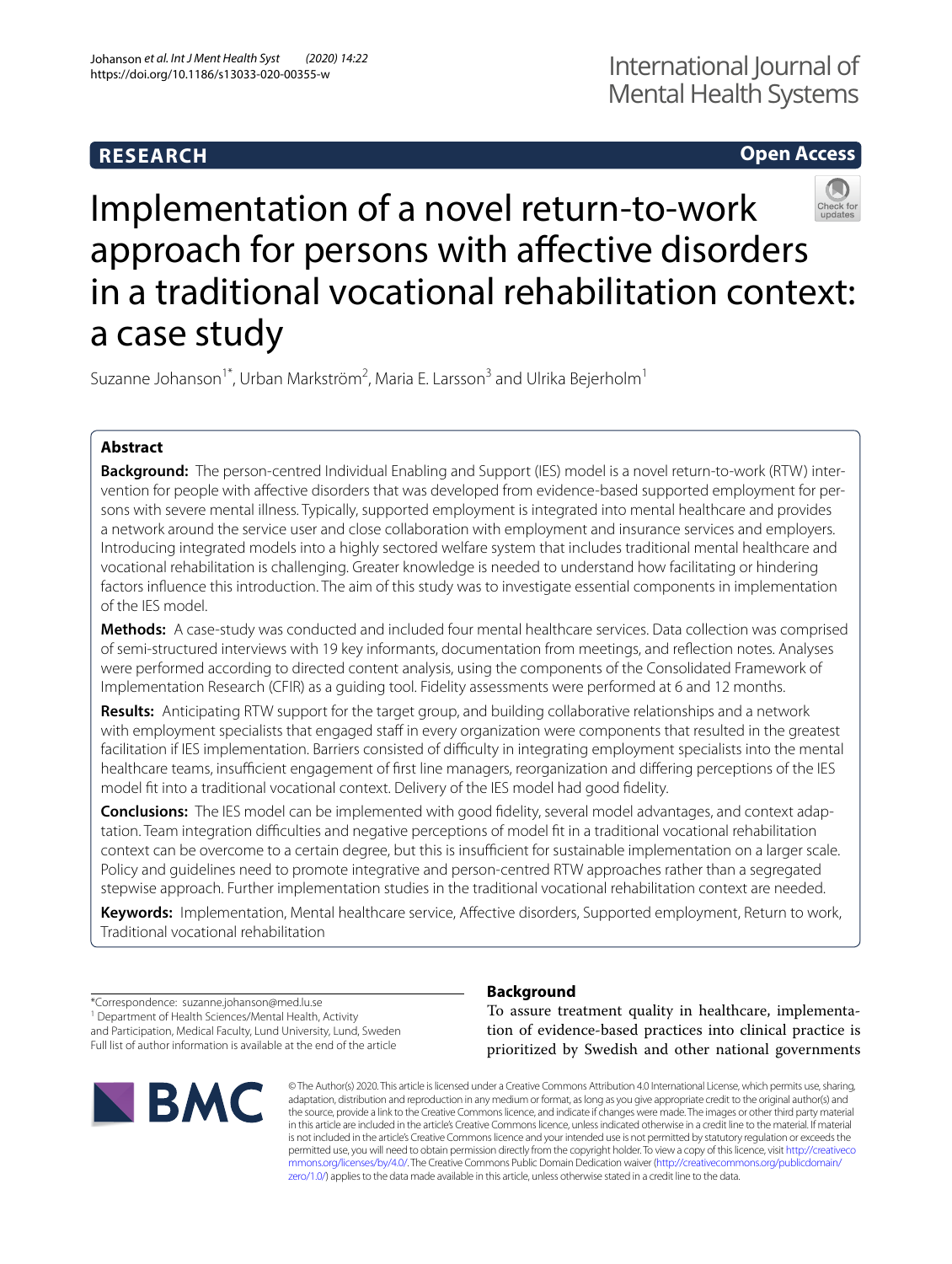RESEARCH

Open Access

# Implementation of a novel return-to-work approach for persons with affective disorders in a traditional vocational rehabilitation context: a case study

Suzanne Johanson[1*], Urban Markström[2], Maria E. Larsson[3] and Ulrika Bejerholm[1]

## Abstract

**Background:** The person-centred Individual Enabling and Support (IES) model is a novel return-to-work (RTW) intervention for people with affective disorders that was developed from evidence-based supported employment for persons with severe mental illness. Typically, supported employment is integrated into mental healthcare and provides a network around the service user and close collaboration with employment and insurance services and employers. Introducing integrated models into a highly sectored welfare system that includes traditional mental healthcare and vocational rehabilitation is challenging. Greater knowledge is needed to understand how facilitating or hindering factors influence this introduction. The aim of this study was to investigate essential components in implementation of the IES model.

**Methods:** A case-study was conducted and included four mental healthcare services. Data collection was comprised of semi-structured interviews with 19 key informants, documentation from meetings, and reflection notes. Analyses were performed according to directed content analysis, using the components of the Consolidated Framework of Implementation Research (CFIR) as a guiding tool. Fidelity assessments were performed at 6 and 12 months.

**Results:** Anticipating RTW support for the target group, and building collaborative relationships and a network with employment specialists that engaged staff in every organization were components that resulted in the greatest facilitation if IES implementation. Barriers consisted of difficulty in integrating employment specialists into the mental healthcare teams, insufficient engagement of first line managers, reorganization and differing perceptions of the IES model fit into a traditional vocational context. Delivery of the IES model had good fidelity.

**Conclusions:** The IES model can be implemented with good fidelity, several model advantages, and context adaptation. Team integration difficulties and negative perceptions of model fit in a traditional vocational rehabilitation context can be overcome to a certain degree, but this is insufficient for sustainable implementation on a larger scale. Policy and guidelines need to promote integrative and person-centred RTW approaches rather than a segregated stepwise approach. Further implementation studies in the traditional vocational rehabilitation context are needed.

**Keywords:** Implementation, Mental healthcare service, Affective disorders, Supported employment, Return to work, Traditional vocational rehabilitation

*Correspondence: suzanne.johanson@med.lu.se
[1] Department of Health Sciences/Mental Health, Activity and Participation, Medical Faculty, Lund University, Lund, Sweden
Full list of author information is available at the end of the article

## Background

To assure treatment quality in healthcare, implementation of evidence-based practices into clinical practice is prioritized by Swedish and other national governments

© The Author(s) 2020. This article is licensed under a Creative Commons Attribution 4.0 International License, which permits use, sharing, adaptation, distribution and reproduction in any medium or format, as long as you give appropriate credit to the original author(s) and the source, provide a link to the Creative Commons licence, and indicate if changes were made. The images or other third party material in this article are included in the article's Creative Commons licence, unless indicated otherwise in a credit line to the material. If material is not included in the article's Creative Commons licence and your intended use is not permitted by statutory regulation or exceeds the permitted use, you will need to obtain permission directly from the copyright holder. To view a copy of this licence, visit http://creativecommons.org/licenses/by/4.0/. The Creative Commons Public Domain Dedication waiver (http://creativecommons.org/publicdomain/zero/1.0/) applies to the data made available in this article, unless otherwise stated in a credit line to the data.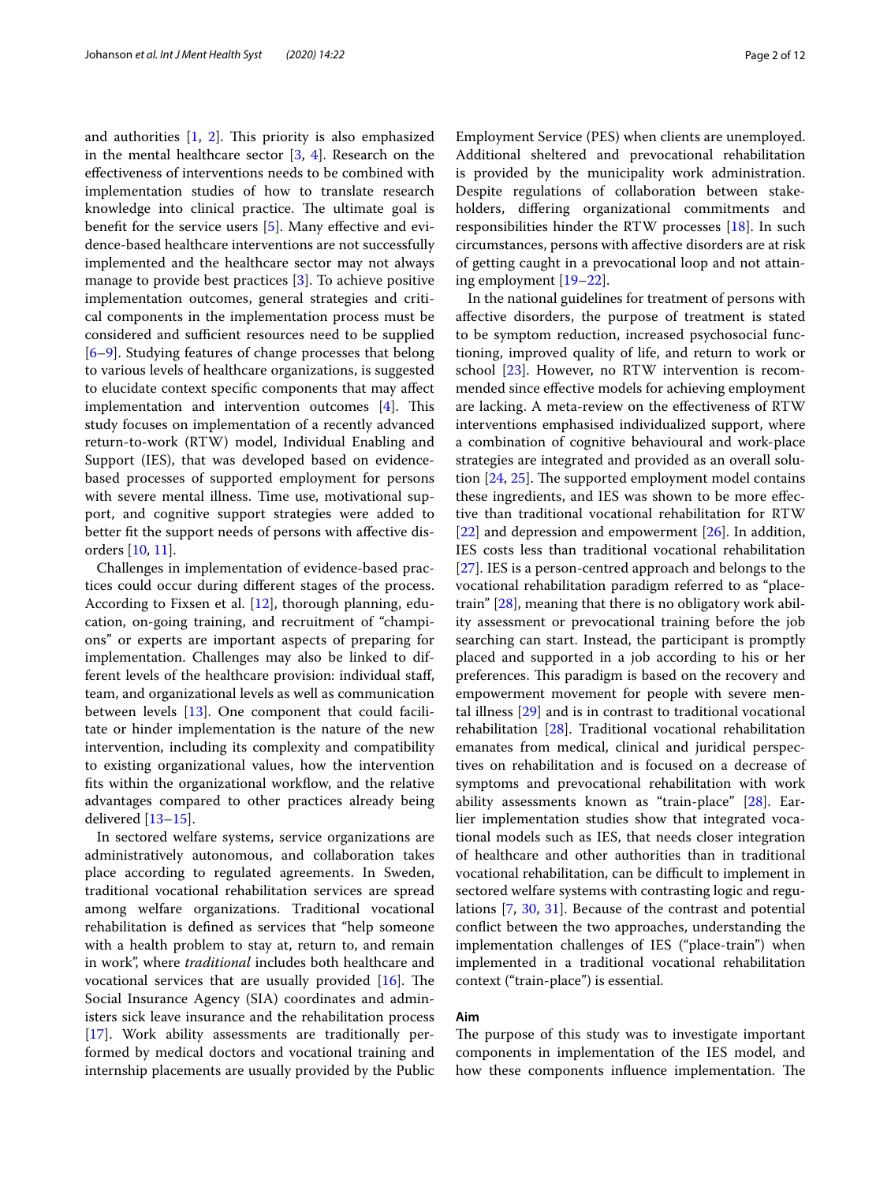and authorities [1, 2]. This priority is also emphasized in the mental healthcare sector [3, 4]. Research on the effectiveness of interventions needs to be combined with implementation studies of how to translate research knowledge into clinical practice. The ultimate goal is benefit for the service users [5]. Many effective and evidence-based healthcare interventions are not successfully implemented and the healthcare sector may not always manage to provide best practices [3]. To achieve positive implementation outcomes, general strategies and critical components in the implementation process must be considered and sufficient resources need to be supplied [6–9]. Studying features of change processes that belong to various levels of healthcare organizations, is suggested to elucidate context specific components that may affect implementation and intervention outcomes [4]. This study focuses on implementation of a recently advanced return-to-work (RTW) model, Individual Enabling and Support (IES), that was developed based on evidence-based processes of supported employment for persons with severe mental illness. Time use, motivational support, and cognitive support strategies were added to better fit the support needs of persons with affective disorders [10, 11].

Challenges in implementation of evidence-based practices could occur during different stages of the process. According to Fixsen et al. [12], thorough planning, education, on-going training, and recruitment of "champions" or experts are important aspects of preparing for implementation. Challenges may also be linked to different levels of the healthcare provision: individual staff, team, and organizational levels as well as communication between levels [13]. One component that could facilitate or hinder implementation is the nature of the new intervention, including its complexity and compatibility to existing organizational values, how the intervention fits within the organizational workflow, and the relative advantages compared to other practices already being delivered [13–15].

In sectored welfare systems, service organizations are administratively autonomous, and collaboration takes place according to regulated agreements. In Sweden, traditional vocational rehabilitation services are spread among welfare organizations. Traditional vocational rehabilitation is defined as services that "help someone with a health problem to stay at, return to, and remain in work", where *traditional* includes both healthcare and vocational services that are usually provided [16]. The Social Insurance Agency (SIA) coordinates and administers sick leave insurance and the rehabilitation process [17]. Work ability assessments are traditionally performed by medical doctors and vocational training and internship placements are usually provided by the Public Employment Service (PES) when clients are unemployed. Additional sheltered and prevocational rehabilitation is provided by the municipality work administration. Despite regulations of collaboration between stakeholders, differing organizational commitments and responsibilities hinder the RTW processes [18]. In such circumstances, persons with affective disorders are at risk of getting caught in a prevocational loop and not attaining employment [19–22].

In the national guidelines for treatment of persons with affective disorders, the purpose of treatment is stated to be symptom reduction, increased psychosocial functioning, improved quality of life, and return to work or school [23]. However, no RTW intervention is recommended since effective models for achieving employment are lacking. A meta-review on the effectiveness of RTW interventions emphasised individualized support, where a combination of cognitive behavioural and work-place strategies are integrated and provided as an overall solution [24, 25]. The supported employment model contains these ingredients, and IES was shown to be more effective than traditional vocational rehabilitation for RTW [22] and depression and empowerment [26]. In addition, IES costs less than traditional vocational rehabilitation [27]. IES is a person-centred approach and belongs to the vocational rehabilitation paradigm referred to as "place-train" [28], meaning that there is no obligatory work ability assessment or prevocational training before the job searching can start. Instead, the participant is promptly placed and supported in a job according to his or her preferences. This paradigm is based on the recovery and empowerment movement for people with severe mental illness [29] and is in contrast to traditional vocational rehabilitation [28]. Traditional vocational rehabilitation emanates from medical, clinical and juridical perspectives on rehabilitation and is focused on a decrease of symptoms and prevocational rehabilitation with work ability assessments known as "train-place" [28]. Earlier implementation studies show that integrated vocational models such as IES, that needs closer integration of healthcare and other authorities than in traditional vocational rehabilitation, can be difficult to implement in sectored welfare systems with contrasting logic and regulations [7, 30, 31]. Because of the contrast and potential conflict between the two approaches, understanding the implementation challenges of IES ("place-train") when implemented in a traditional vocational rehabilitation context ("train-place") is essential.

## Aim

The purpose of this study was to investigate important components in implementation of the IES model, and how these components influence implementation. The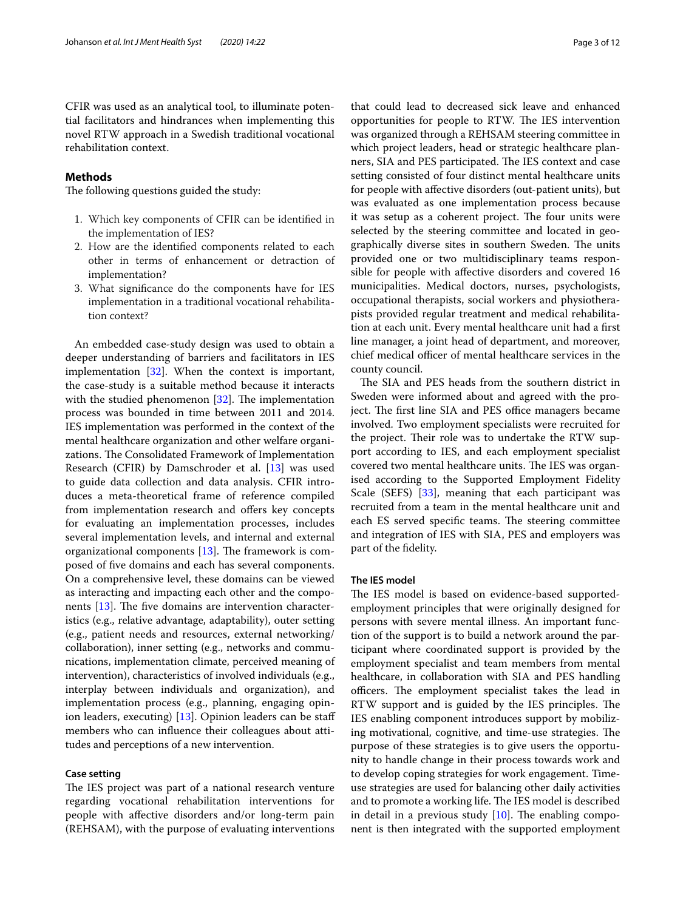CFIR was used as an analytical tool, to illuminate potential facilitators and hindrances when implementing this novel RTW approach in a Swedish traditional vocational rehabilitation context.

## Methods

The following questions guided the study:

1. Which key components of CFIR can be identified in the implementation of IES?
2. How are the identified components related to each other in terms of enhancement or detraction of implementation?
3. What significance do the components have for IES implementation in a traditional vocational rehabilitation context?

An embedded case-study design was used to obtain a deeper understanding of barriers and facilitators in IES implementation [32]. When the context is important, the case-study is a suitable method because it interacts with the studied phenomenon [32]. The implementation process was bounded in time between 2011 and 2014. IES implementation was performed in the context of the mental healthcare organization and other welfare organizations. The Consolidated Framework of Implementation Research (CFIR) by Damschroder et al. [13] was used to guide data collection and data analysis. CFIR introduces a meta-theoretical frame of reference compiled from implementation research and offers key concepts for evaluating an implementation processes, includes several implementation levels, and internal and external organizational components [13]. The framework is composed of five domains and each has several components. On a comprehensive level, these domains can be viewed as interacting and impacting each other and the components [13]. The five domains are intervention characteristics (e.g., relative advantage, adaptability), outer setting (e.g., patient needs and resources, external networking/collaboration), inner setting (e.g., networks and communications, implementation climate, perceived meaning of intervention), characteristics of involved individuals (e.g., interplay between individuals and organization), and implementation process (e.g., planning, engaging opinion leaders, executing) [13]. Opinion leaders can be staff members who can influence their colleagues about attitudes and perceptions of a new intervention.

### Case setting

The IES project was part of a national research venture regarding vocational rehabilitation interventions for people with affective disorders and/or long-term pain (REHSAM), with the purpose of evaluating interventions that could lead to decreased sick leave and enhanced opportunities for people to RTW. The IES intervention was organized through a REHSAM steering committee in which project leaders, head or strategic healthcare planners, SIA and PES participated. The IES context and case setting consisted of four distinct mental healthcare units for people with affective disorders (out-patient units), but was evaluated as one implementation process because it was setup as a coherent project. The four units were selected by the steering committee and located in geographically diverse sites in southern Sweden. The units provided one or two multidisciplinary teams responsible for people with affective disorders and covered 16 municipalities. Medical doctors, nurses, psychologists, occupational therapists, social workers and physiotherapists provided regular treatment and medical rehabilitation at each unit. Every mental healthcare unit had a first line manager, a joint head of department, and moreover, chief medical officer of mental healthcare services in the county council.

The SIA and PES heads from the southern district in Sweden were informed about and agreed with the project. The first line SIA and PES office managers became involved. Two employment specialists were recruited for the project. Their role was to undertake the RTW support according to IES, and each employment specialist covered two mental healthcare units. The IES was organised according to the Supported Employment Fidelity Scale (SEFS) [33], meaning that each participant was recruited from a team in the mental healthcare unit and each ES served specific teams. The steering committee and integration of IES with SIA, PES and employers was part of the fidelity.

### The IES model

The IES model is based on evidence-based supported-employment principles that were originally designed for persons with severe mental illness. An important function of the support is to build a network around the participant where coordinated support is provided by the employment specialist and team members from mental healthcare, in collaboration with SIA and PES handling officers. The employment specialist takes the lead in RTW support and is guided by the IES principles. The IES enabling component introduces support by mobilizing motivational, cognitive, and time-use strategies. The purpose of these strategies is to give users the opportunity to handle change in their process towards work and to develop coping strategies for work engagement. Time-use strategies are used for balancing other daily activities and to promote a working life. The IES model is described in detail in a previous study [10]. The enabling component is then integrated with the supported employment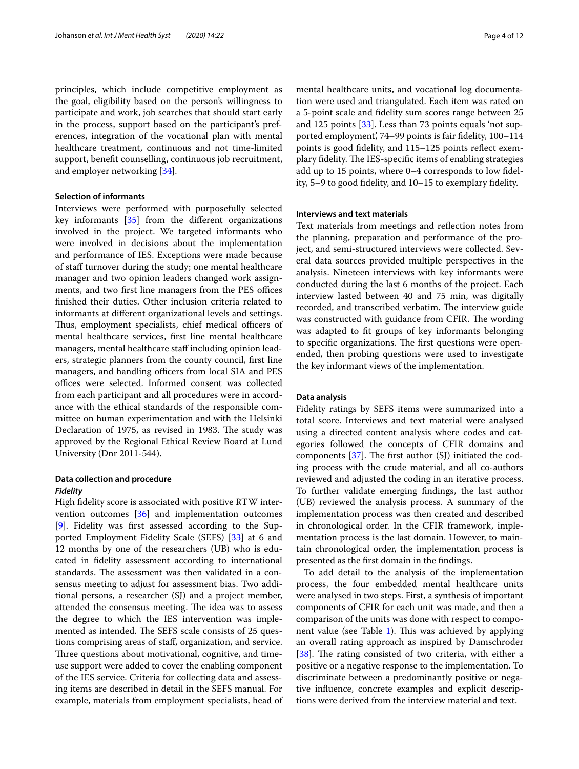principles, which include competitive employment as the goal, eligibility based on the person's willingness to participate and work, job searches that should start early in the process, support based on the participant's preferences, integration of the vocational plan with mental healthcare treatment, continuous and not time-limited support, benefit counselling, continuous job recruitment, and employer networking [34].

### Selection of informants

Interviews were performed with purposefully selected key informants [35] from the different organizations involved in the project. We targeted informants who were involved in decisions about the implementation and performance of IES. Exceptions were made because of staff turnover during the study; one mental healthcare manager and two opinion leaders changed work assignments, and two first line managers from the PES offices finished their duties. Other inclusion criteria related to informants at different organizational levels and settings. Thus, employment specialists, chief medical officers of mental healthcare services, first line mental healthcare managers, mental healthcare staff including opinion leaders, strategic planners from the county council, first line managers, and handling officers from local SIA and PES offices were selected. Informed consent was collected from each participant and all procedures were in accordance with the ethical standards of the responsible committee on human experimentation and with the Helsinki Declaration of 1975, as revised in 1983. The study was approved by the Regional Ethical Review Board at Lund University (Dnr 2011-544).

### Data collection and procedure

#### *Fidelity*

High fidelity score is associated with positive RTW intervention outcomes [36] and implementation outcomes [9]. Fidelity was first assessed according to the Supported Employment Fidelity Scale (SEFS) [33] at 6 and 12 months by one of the researchers (UB) who is educated in fidelity assessment according to international standards. The assessment was then validated in a consensus meeting to adjust for assessment bias. Two additional persons, a researcher (SJ) and a project member, attended the consensus meeting. The idea was to assess the degree to which the IES intervention was implemented as intended. The SEFS scale consists of 25 questions comprising areas of staff, organization, and service. Three questions about motivational, cognitive, and time-use support were added to cover the enabling component of the IES service. Criteria for collecting data and assessing items are described in detail in the SEFS manual. For example, materials from employment specialists, head of mental healthcare units, and vocational log documentation were used and triangulated. Each item was rated on a 5-point scale and fidelity sum scores range between 25 and 125 points [33]. Less than 73 points equals 'not supported employment,' 74–99 points is fair fidelity, 100–114 points is good fidelity, and 115–125 points reflect exemplary fidelity. The IES-specific items of enabling strategies add up to 15 points, where 0–4 corresponds to low fidelity, 5–9 to good fidelity, and 10–15 to exemplary fidelity.

### Interviews and text materials

Text materials from meetings and reflection notes from the planning, preparation and performance of the project, and semi-structured interviews were collected. Several data sources provided multiple perspectives in the analysis. Nineteen interviews with key informants were conducted during the last 6 months of the project. Each interview lasted between 40 and 75 min, was digitally recorded, and transcribed verbatim. The interview guide was constructed with guidance from CFIR. The wording was adapted to fit groups of key informants belonging to specific organizations. The first questions were open-ended, then probing questions were used to investigate the key informant views of the implementation.

### Data analysis

Fidelity ratings by SEFS items were summarized into a total score. Interviews and text material were analysed using a directed content analysis where codes and categories followed the concepts of CFIR domains and components [37]. The first author (SJ) initiated the coding process with the crude material, and all co-authors reviewed and adjusted the coding in an iterative process. To further validate emerging findings, the last author (UB) reviewed the analysis process. A summary of the implementation process was then created and described in chronological order. In the CFIR framework, implementation process is the last domain. However, to maintain chronological order, the implementation process is presented as the first domain in the findings.

To add detail to the analysis of the implementation process, the four embedded mental healthcare units were analysed in two steps. First, a synthesis of important components of CFIR for each unit was made, and then a comparison of the units was done with respect to component value (see Table 1). This was achieved by applying an overall rating approach as inspired by Damschroder [38]. The rating consisted of two criteria, with either a positive or a negative response to the implementation. To discriminate between a predominantly positive or negative influence, concrete examples and explicit descriptions were derived from the interview material and text.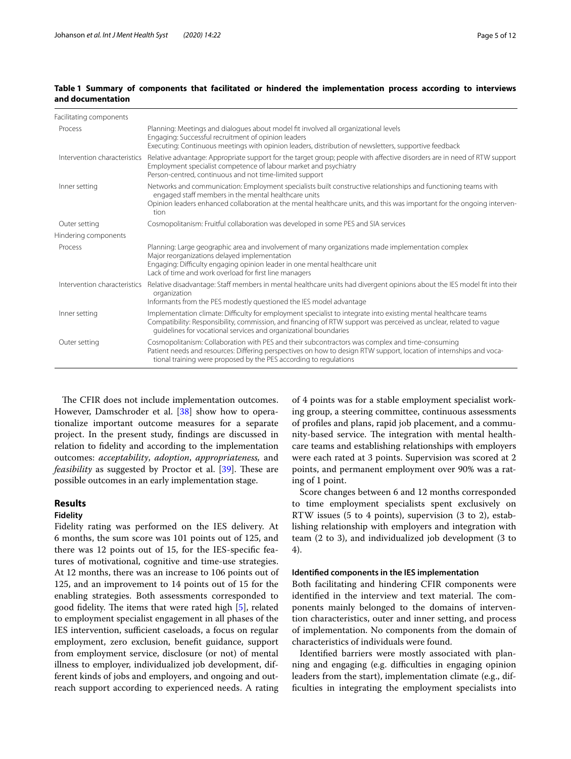**Table 1 Summary of components that facilitated or hindered the implementation process according to interviews and documentation**

| | |
|---|---|
| Facilitating components | |
| Process | Planning: Meetings and dialogues about model fit involved all organizational levels<br>Engaging: Successful recruitment of opinion leaders<br>Executing: Continuous meetings with opinion leaders, distribution of newsletters, supportive feedback |
| Intervention characteristics | Relative advantage: Appropriate support for the target group; people with affective disorders are in need of RTW support<br>Employment specialist competence of labour market and psychiatry<br>Person-centred, continuous and not time-limited support |
| Inner setting | Networks and communication: Employment specialists built constructive relationships and functioning teams with engaged staff members in the mental healthcare units<br>Opinion leaders enhanced collaboration at the mental healthcare units, and this was important for the ongoing intervention |
| Outer setting | Cosmopolitanism: Fruitful collaboration was developed in some PES and SIA services |
| Hindering components | |
| Process | Planning: Large geographic area and involvement of many organizations made implementation complex<br>Major reorganizations delayed implementation<br>Engaging: Difficulty engaging opinion leader in one mental healthcare unit<br>Lack of time and work overload for first line managers |
| Intervention characteristics | Relative disadvantage: Staff members in mental healthcare units had divergent opinions about the IES model fit into their organization<br>Informants from the PES modestly questioned the IES model advantage |
| Inner setting | Implementation climate: Difficulty for employment specialist to integrate into existing mental healthcare teams<br>Compatibility: Responsibility, commission, and financing of RTW support was perceived as unclear, related to vague guidelines for vocational services and organizational boundaries |
| Outer setting | Cosmopolitanism: Collaboration with PES and their subcontractors was complex and time-consuming<br>Patient needs and resources: Differing perspectives on how to design RTW support, location of internships and vocational training were proposed by the PES according to regulations |

The CFIR does not include implementation outcomes. However, Damschroder et al. [38] show how to operationalize important outcome measures for a separate project. In the present study, findings are discussed in relation to fidelity and according to the implementation outcomes: *acceptability*, *adoption*, *appropriateness,* and *feasibility* as suggested by Proctor et al. [39]. These are possible outcomes in an early implementation stage.

## Results

### Fidelity

Fidelity rating was performed on the IES delivery. At 6 months, the sum score was 101 points out of 125, and there was 12 points out of 15, for the IES-specific features of motivational, cognitive and time-use strategies. At 12 months, there was an increase to 106 points out of 125, and an improvement to 14 points out of 15 for the enabling strategies. Both assessments corresponded to good fidelity. The items that were rated high [5], related to employment specialist engagement in all phases of the IES intervention, sufficient caseloads, a focus on regular employment, zero exclusion, benefit guidance, support from employment service, disclosure (or not) of mental illness to employer, individualized job development, different kinds of jobs and employers, and ongoing and outreach support according to experienced needs. A rating of 4 points was for a stable employment specialist working group, a steering committee, continuous assessments of profiles and plans, rapid job placement, and a community-based service. The integration with mental healthcare teams and establishing relationships with employers were each rated at 3 points. Supervision was scored at 2 points, and permanent employment over 90% was a rating of 1 point.

Score changes between 6 and 12 months corresponded to time employment specialists spent exclusively on RTW issues (5 to 4 points), supervision (3 to 2), establishing relationship with employers and integration with team (2 to 3), and individualized job development (3 to 4).

### Identified components in the IES implementation

Both facilitating and hindering CFIR components were identified in the interview and text material. The components mainly belonged to the domains of intervention characteristics, outer and inner setting, and process of implementation. No components from the domain of characteristics of individuals were found.

Identified barriers were mostly associated with planning and engaging (e.g. difficulties in engaging opinion leaders from the start), implementation climate (e.g., difficulties in integrating the employment specialists into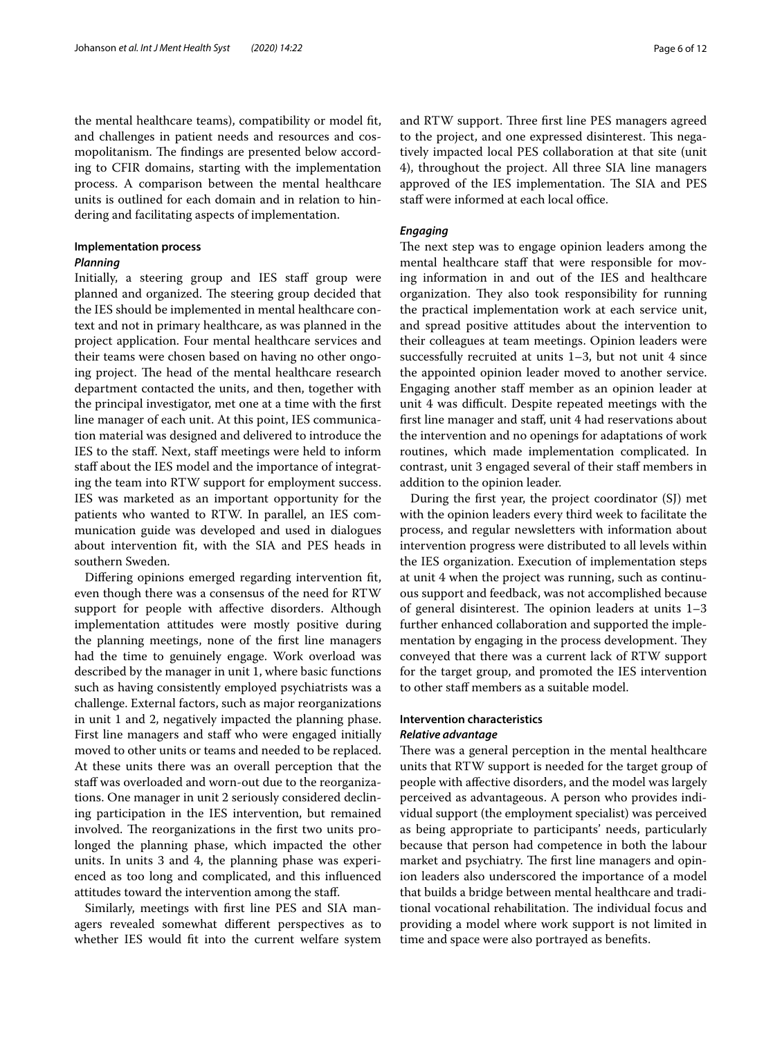the mental healthcare teams), compatibility or model fit, and challenges in patient needs and resources and cosmopolitanism. The findings are presented below according to CFIR domains, starting with the implementation process. A comparison between the mental healthcare units is outlined for each domain and in relation to hindering and facilitating aspects of implementation.

## Implementation process

### Planning

Initially, a steering group and IES staff group were planned and organized. The steering group decided that the IES should be implemented in mental healthcare context and not in primary healthcare, as was planned in the project application. Four mental healthcare services and their teams were chosen based on having no other ongoing project. The head of the mental healthcare research department contacted the units, and then, together with the principal investigator, met one at a time with the first line manager of each unit. At this point, IES communication material was designed and delivered to introduce the IES to the staff. Next, staff meetings were held to inform staff about the IES model and the importance of integrating the team into RTW support for employment success. IES was marketed as an important opportunity for the patients who wanted to RTW. In parallel, an IES communication guide was developed and used in dialogues about intervention fit, with the SIA and PES heads in southern Sweden.

Differing opinions emerged regarding intervention fit, even though there was a consensus of the need for RTW support for people with affective disorders. Although implementation attitudes were mostly positive during the planning meetings, none of the first line managers had the time to genuinely engage. Work overload was described by the manager in unit 1, where basic functions such as having consistently employed psychiatrists was a challenge. External factors, such as major reorganizations in unit 1 and 2, negatively impacted the planning phase. First line managers and staff who were engaged initially moved to other units or teams and needed to be replaced. At these units there was an overall perception that the staff was overloaded and worn-out due to the reorganizations. One manager in unit 2 seriously considered declining participation in the IES intervention, but remained involved. The reorganizations in the first two units prolonged the planning phase, which impacted the other units. In units 3 and 4, the planning phase was experienced as too long and complicated, and this influenced attitudes toward the intervention among the staff.

Similarly, meetings with first line PES and SIA managers revealed somewhat different perspectives as to whether IES would fit into the current welfare system and RTW support. Three first line PES managers agreed to the project, and one expressed disinterest. This negatively impacted local PES collaboration at that site (unit 4), throughout the project. All three SIA line managers approved of the IES implementation. The SIA and PES staff were informed at each local office.

### Engaging

The next step was to engage opinion leaders among the mental healthcare staff that were responsible for moving information in and out of the IES and healthcare organization. They also took responsibility for running the practical implementation work at each service unit, and spread positive attitudes about the intervention to their colleagues at team meetings. Opinion leaders were successfully recruited at units 1–3, but not unit 4 since the appointed opinion leader moved to another service. Engaging another staff member as an opinion leader at unit 4 was difficult. Despite repeated meetings with the first line manager and staff, unit 4 had reservations about the intervention and no openings for adaptations of work routines, which made implementation complicated. In contrast, unit 3 engaged several of their staff members in addition to the opinion leader.

During the first year, the project coordinator (SJ) met with the opinion leaders every third week to facilitate the process, and regular newsletters with information about intervention progress were distributed to all levels within the IES organization. Execution of implementation steps at unit 4 when the project was running, such as continuous support and feedback, was not accomplished because of general disinterest. The opinion leaders at units 1–3 further enhanced collaboration and supported the implementation by engaging in the process development. They conveyed that there was a current lack of RTW support for the target group, and promoted the IES intervention to other staff members as a suitable model.

## Intervention characteristics

### Relative advantage

There was a general perception in the mental healthcare units that RTW support is needed for the target group of people with affective disorders, and the model was largely perceived as advantageous. A person who provides individual support (the employment specialist) was perceived as being appropriate to participants' needs, particularly because that person had competence in both the labour market and psychiatry. The first line managers and opinion leaders also underscored the importance of a model that builds a bridge between mental healthcare and traditional vocational rehabilitation. The individual focus and providing a model where work support is not limited in time and space were also portrayed as benefits.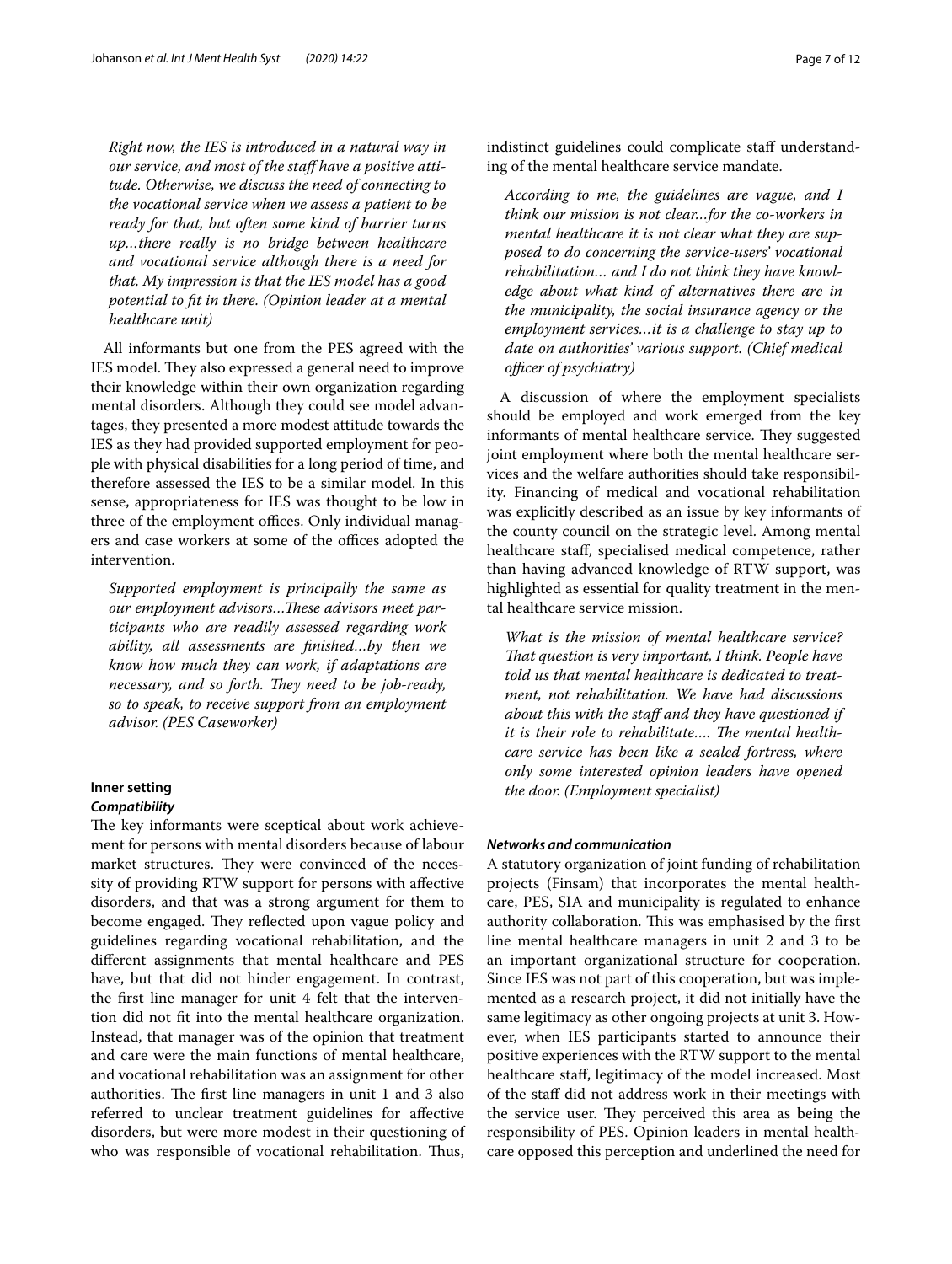*Right now, the IES is introduced in a natural way in our service, and most of the staff have a positive attitude. Otherwise, we discuss the need of connecting to the vocational service when we assess a patient to be ready for that, but often some kind of barrier turns up…there really is no bridge between healthcare and vocational service although there is a need for that. My impression is that the IES model has a good potential to fit in there. (Opinion leader at a mental healthcare unit)*

All informants but one from the PES agreed with the IES model. They also expressed a general need to improve their knowledge within their own organization regarding mental disorders. Although they could see model advantages, they presented a more modest attitude towards the IES as they had provided supported employment for people with physical disabilities for a long period of time, and therefore assessed the IES to be a similar model. In this sense, appropriateness for IES was thought to be low in three of the employment offices. Only individual managers and case workers at some of the offices adopted the intervention.

*Supported employment is principally the same as our employment advisors…These advisors meet participants who are readily assessed regarding work ability, all assessments are finished…by then we know how much they can work, if adaptations are necessary, and so forth. They need to be job-ready, so to speak, to receive support from an employment advisor. (PES Caseworker)*

### Inner setting

#### *Compatibility*

The key informants were sceptical about work achievement for persons with mental disorders because of labour market structures. They were convinced of the necessity of providing RTW support for persons with affective disorders, and that was a strong argument for them to become engaged. They reflected upon vague policy and guidelines regarding vocational rehabilitation, and the different assignments that mental healthcare and PES have, but that did not hinder engagement. In contrast, the first line manager for unit 4 felt that the intervention did not fit into the mental healthcare organization. Instead, that manager was of the opinion that treatment and care were the main functions of mental healthcare, and vocational rehabilitation was an assignment for other authorities. The first line managers in unit 1 and 3 also referred to unclear treatment guidelines for affective disorders, but were more modest in their questioning of who was responsible of vocational rehabilitation. Thus, indistinct guidelines could complicate staff understanding of the mental healthcare service mandate.

*According to me, the guidelines are vague, and I think our mission is not clear…for the co-workers in mental healthcare it is not clear what they are supposed to do concerning the service-users' vocational rehabilitation… and I do not think they have knowledge about what kind of alternatives there are in the municipality, the social insurance agency or the employment services…it is a challenge to stay up to date on authorities' various support. (Chief medical officer of psychiatry)*

A discussion of where the employment specialists should be employed and work emerged from the key informants of mental healthcare service. They suggested joint employment where both the mental healthcare services and the welfare authorities should take responsibility. Financing of medical and vocational rehabilitation was explicitly described as an issue by key informants of the county council on the strategic level. Among mental healthcare staff, specialised medical competence, rather than having advanced knowledge of RTW support, was highlighted as essential for quality treatment in the mental healthcare service mission.

*What is the mission of mental healthcare service? That question is very important, I think. People have told us that mental healthcare is dedicated to treatment, not rehabilitation. We have had discussions about this with the staff and they have questioned if it is their role to rehabilitate…. The mental healthcare service has been like a sealed fortress, where only some interested opinion leaders have opened the door. (Employment specialist)*

#### *Networks and communication*

A statutory organization of joint funding of rehabilitation projects (Finsam) that incorporates the mental healthcare, PES, SIA and municipality is regulated to enhance authority collaboration. This was emphasised by the first line mental healthcare managers in unit 2 and 3 to be an important organizational structure for cooperation. Since IES was not part of this cooperation, but was implemented as a research project, it did not initially have the same legitimacy as other ongoing projects at unit 3. However, when IES participants started to announce their positive experiences with the RTW support to the mental healthcare staff, legitimacy of the model increased. Most of the staff did not address work in their meetings with the service user. They perceived this area as being the responsibility of PES. Opinion leaders in mental healthcare opposed this perception and underlined the need for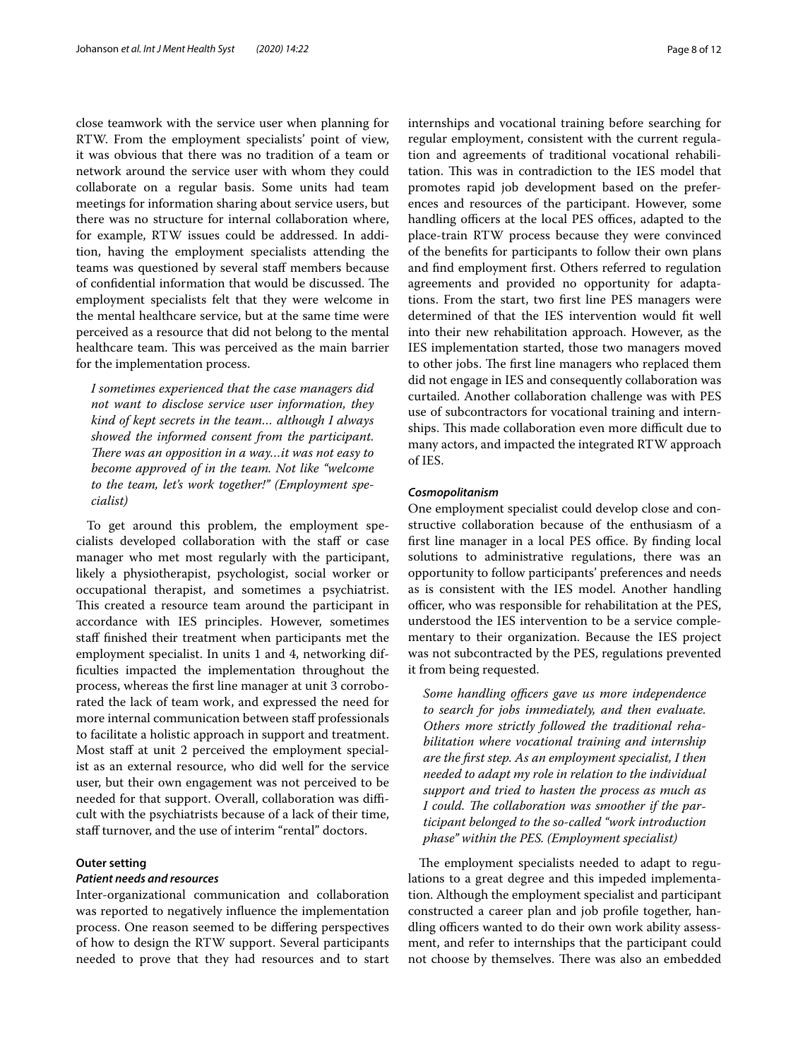close teamwork with the service user when planning for RTW. From the employment specialists' point of view, it was obvious that there was no tradition of a team or network around the service user with whom they could collaborate on a regular basis. Some units had team meetings for information sharing about service users, but there was no structure for internal collaboration where, for example, RTW issues could be addressed. In addition, having the employment specialists attending the teams was questioned by several staff members because of confidential information that would be discussed. The employment specialists felt that they were welcome in the mental healthcare service, but at the same time were perceived as a resource that did not belong to the mental healthcare team. This was perceived as the main barrier for the implementation process.

> *I sometimes experienced that the case managers did not want to disclose service user information, they kind of kept secrets in the team… although I always showed the informed consent from the participant. There was an opposition in a way…it was not easy to become approved of in the team. Not like "welcome to the team, let's work together!" (Employment specialist)*

To get around this problem, the employment specialists developed collaboration with the staff or case manager who met most regularly with the participant, likely a physiotherapist, psychologist, social worker or occupational therapist, and sometimes a psychiatrist. This created a resource team around the participant in accordance with IES principles. However, sometimes staff finished their treatment when participants met the employment specialist. In units 1 and 4, networking difficulties impacted the implementation throughout the process, whereas the first line manager at unit 3 corroborated the lack of team work, and expressed the need for more internal communication between staff professionals to facilitate a holistic approach in support and treatment. Most staff at unit 2 perceived the employment specialist as an external resource, who did well for the service user, but their own engagement was not perceived to be needed for that support. Overall, collaboration was difficult with the psychiatrists because of a lack of their time, staff turnover, and the use of interim "rental" doctors.

### Outer setting

#### *Patient needs and resources*

Inter-organizational communication and collaboration was reported to negatively influence the implementation process. One reason seemed to be differing perspectives of how to design the RTW support. Several participants needed to prove that they had resources and to start internships and vocational training before searching for regular employment, consistent with the current regulation and agreements of traditional vocational rehabilitation. This was in contradiction to the IES model that promotes rapid job development based on the preferences and resources of the participant. However, some handling officers at the local PES offices, adapted to the place-train RTW process because they were convinced of the benefits for participants to follow their own plans and find employment first. Others referred to regulation agreements and provided no opportunity for adaptations. From the start, two first line PES managers were determined of that the IES intervention would fit well into their new rehabilitation approach. However, as the IES implementation started, those two managers moved to other jobs. The first line managers who replaced them did not engage in IES and consequently collaboration was curtailed. Another collaboration challenge was with PES use of subcontractors for vocational training and internships. This made collaboration even more difficult due to many actors, and impacted the integrated RTW approach of IES.

#### *Cosmopolitanism*

One employment specialist could develop close and constructive collaboration because of the enthusiasm of a first line manager in a local PES office. By finding local solutions to administrative regulations, there was an opportunity to follow participants' preferences and needs as is consistent with the IES model. Another handling officer, who was responsible for rehabilitation at the PES, understood the IES intervention to be a service complementary to their organization. Because the IES project was not subcontracted by the PES, regulations prevented it from being requested.

> *Some handling officers gave us more independence to search for jobs immediately, and then evaluate. Others more strictly followed the traditional rehabilitation where vocational training and internship are the first step. As an employment specialist, I then needed to adapt my role in relation to the individual support and tried to hasten the process as much as I could. The collaboration was smoother if the participant belonged to the so-called "work introduction phase" within the PES. (Employment specialist)*

The employment specialists needed to adapt to regulations to a great degree and this impeded implementation. Although the employment specialist and participant constructed a career plan and job profile together, handling officers wanted to do their own work ability assessment, and refer to internships that the participant could not choose by themselves. There was also an embedded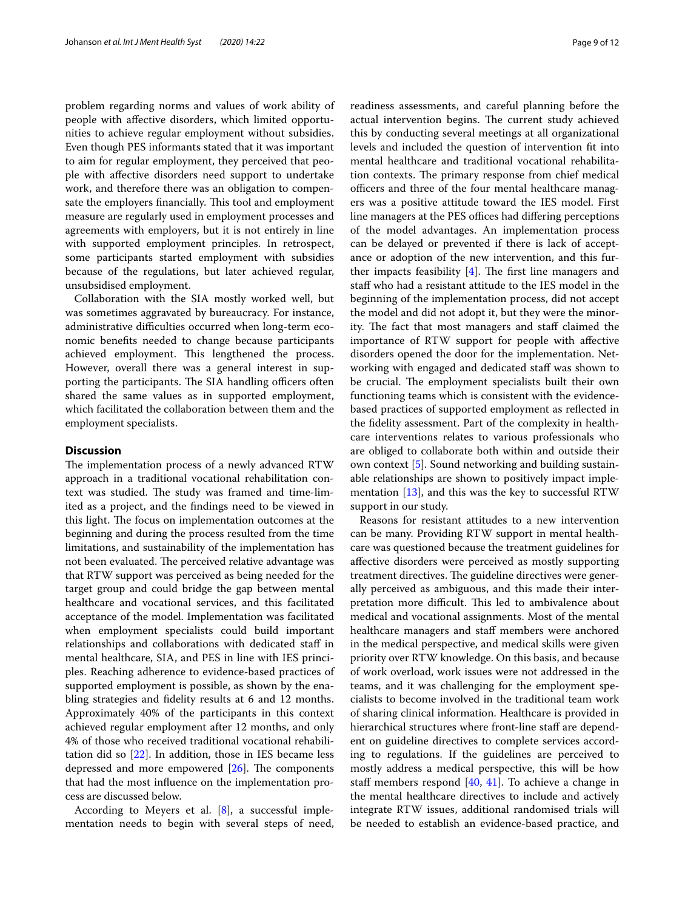problem regarding norms and values of work ability of people with affective disorders, which limited opportunities to achieve regular employment without subsidies. Even though PES informants stated that it was important to aim for regular employment, they perceived that people with affective disorders need support to undertake work, and therefore there was an obligation to compensate the employers financially. This tool and employment measure are regularly used in employment processes and agreements with employers, but it is not entirely in line with supported employment principles. In retrospect, some participants started employment with subsidies because of the regulations, but later achieved regular, unsubsidised employment.

Collaboration with the SIA mostly worked well, but was sometimes aggravated by bureaucracy. For instance, administrative difficulties occurred when long-term economic benefits needed to change because participants achieved employment. This lengthened the process. However, overall there was a general interest in supporting the participants. The SIA handling officers often shared the same values as in supported employment, which facilitated the collaboration between them and the employment specialists.

## Discussion

The implementation process of a newly advanced RTW approach in a traditional vocational rehabilitation context was studied. The study was framed and time-limited as a project, and the findings need to be viewed in this light. The focus on implementation outcomes at the beginning and during the process resulted from the time limitations, and sustainability of the implementation has not been evaluated. The perceived relative advantage was that RTW support was perceived as being needed for the target group and could bridge the gap between mental healthcare and vocational services, and this facilitated acceptance of the model. Implementation was facilitated when employment specialists could build important relationships and collaborations with dedicated staff in mental healthcare, SIA, and PES in line with IES principles. Reaching adherence to evidence-based practices of supported employment is possible, as shown by the enabling strategies and fidelity results at 6 and 12 months. Approximately 40% of the participants in this context achieved regular employment after 12 months, and only 4% of those who received traditional vocational rehabilitation did so [22]. In addition, those in IES became less depressed and more empowered [26]. The components that had the most influence on the implementation process are discussed below.

According to Meyers et al. [8], a successful implementation needs to begin with several steps of need, readiness assessments, and careful planning before the actual intervention begins. The current study achieved this by conducting several meetings at all organizational levels and included the question of intervention fit into mental healthcare and traditional vocational rehabilitation contexts. The primary response from chief medical officers and three of the four mental healthcare managers was a positive attitude toward the IES model. First line managers at the PES offices had differing perceptions of the model advantages. An implementation process can be delayed or prevented if there is lack of acceptance or adoption of the new intervention, and this further impacts feasibility [4]. The first line managers and staff who had a resistant attitude to the IES model in the beginning of the implementation process, did not accept the model and did not adopt it, but they were the minority. The fact that most managers and staff claimed the importance of RTW support for people with affective disorders opened the door for the implementation. Networking with engaged and dedicated staff was shown to be crucial. The employment specialists built their own functioning teams which is consistent with the evidence-based practices of supported employment as reflected in the fidelity assessment. Part of the complexity in healthcare interventions relates to various professionals who are obliged to collaborate both within and outside their own context [5]. Sound networking and building sustainable relationships are shown to positively impact implementation [13], and this was the key to successful RTW support in our study.

Reasons for resistant attitudes to a new intervention can be many. Providing RTW support in mental healthcare was questioned because the treatment guidelines for affective disorders were perceived as mostly supporting treatment directives. The guideline directives were generally perceived as ambiguous, and this made their interpretation more difficult. This led to ambivalence about medical and vocational assignments. Most of the mental healthcare managers and staff members were anchored in the medical perspective, and medical skills were given priority over RTW knowledge. On this basis, and because of work overload, work issues were not addressed in the teams, and it was challenging for the employment specialists to become involved in the traditional team work of sharing clinical information. Healthcare is provided in hierarchical structures where front-line staff are dependent on guideline directives to complete services according to regulations. If the guidelines are perceived to mostly address a medical perspective, this will be how staff members respond [40, 41]. To achieve a change in the mental healthcare directives to include and actively integrate RTW issues, additional randomised trials will be needed to establish an evidence-based practice, and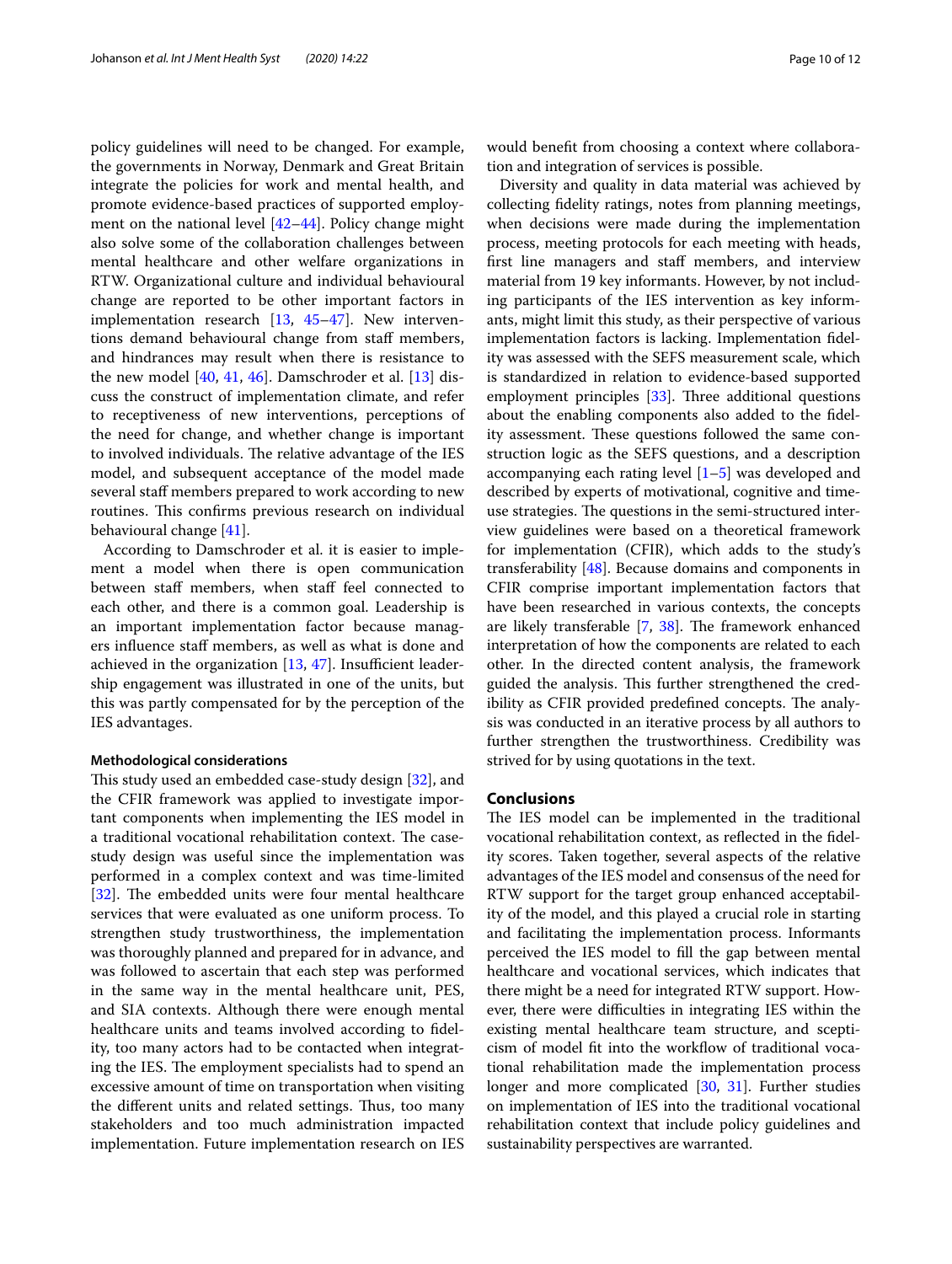policy guidelines will need to be changed. For example, the governments in Norway, Denmark and Great Britain integrate the policies for work and mental health, and promote evidence-based practices of supported employment on the national level [42–44]. Policy change might also solve some of the collaboration challenges between mental healthcare and other welfare organizations in RTW. Organizational culture and individual behavioural change are reported to be other important factors in implementation research [13, 45–47]. New interventions demand behavioural change from staff members, and hindrances may result when there is resistance to the new model [40, 41, 46]. Damschroder et al. [13] discuss the construct of implementation climate, and refer to receptiveness of new interventions, perceptions of the need for change, and whether change is important to involved individuals. The relative advantage of the IES model, and subsequent acceptance of the model made several staff members prepared to work according to new routines. This confirms previous research on individual behavioural change [41].

According to Damschroder et al. it is easier to implement a model when there is open communication between staff members, when staff feel connected to each other, and there is a common goal. Leadership is an important implementation factor because managers influence staff members, as well as what is done and achieved in the organization [13, 47]. Insufficient leadership engagement was illustrated in one of the units, but this was partly compensated for by the perception of the IES advantages.

### Methodological considerations

This study used an embedded case-study design [32], and the CFIR framework was applied to investigate important components when implementing the IES model in a traditional vocational rehabilitation context. The case-study design was useful since the implementation was performed in a complex context and was time-limited [32]. The embedded units were four mental healthcare services that were evaluated as one uniform process. To strengthen study trustworthiness, the implementation was thoroughly planned and prepared for in advance, and was followed to ascertain that each step was performed in the same way in the mental healthcare unit, PES, and SIA contexts. Although there were enough mental healthcare units and teams involved according to fidelity, too many actors had to be contacted when integrating the IES. The employment specialists had to spend an excessive amount of time on transportation when visiting the different units and related settings. Thus, too many stakeholders and too much administration impacted implementation. Future implementation research on IES would benefit from choosing a context where collaboration and integration of services is possible.

Diversity and quality in data material was achieved by collecting fidelity ratings, notes from planning meetings, when decisions were made during the implementation process, meeting protocols for each meeting with heads, first line managers and staff members, and interview material from 19 key informants. However, by not including participants of the IES intervention as key informants, might limit this study, as their perspective of various implementation factors is lacking. Implementation fidelity was assessed with the SEFS measurement scale, which is standardized in relation to evidence-based supported employment principles [33]. Three additional questions about the enabling components also added to the fidelity assessment. These questions followed the same construction logic as the SEFS questions, and a description accompanying each rating level [1–5] was developed and described by experts of motivational, cognitive and time-use strategies. The questions in the semi-structured interview guidelines were based on a theoretical framework for implementation (CFIR), which adds to the study's transferability [48]. Because domains and components in CFIR comprise important implementation factors that have been researched in various contexts, the concepts are likely transferable [7, 38]. The framework enhanced interpretation of how the components are related to each other. In the directed content analysis, the framework guided the analysis. This further strengthened the credibility as CFIR provided predefined concepts. The analysis was conducted in an iterative process by all authors to further strengthen the trustworthiness. Credibility was strived for by using quotations in the text.

## Conclusions

The IES model can be implemented in the traditional vocational rehabilitation context, as reflected in the fidelity scores. Taken together, several aspects of the relative advantages of the IES model and consensus of the need for RTW support for the target group enhanced acceptability of the model, and this played a crucial role in starting and facilitating the implementation process. Informants perceived the IES model to fill the gap between mental healthcare and vocational services, which indicates that there might be a need for integrated RTW support. However, there were difficulties in integrating IES within the existing mental healthcare team structure, and scepticism of model fit into the workflow of traditional vocational rehabilitation made the implementation process longer and more complicated [30, 31]. Further studies on implementation of IES into the traditional vocational rehabilitation context that include policy guidelines and sustainability perspectives are warranted.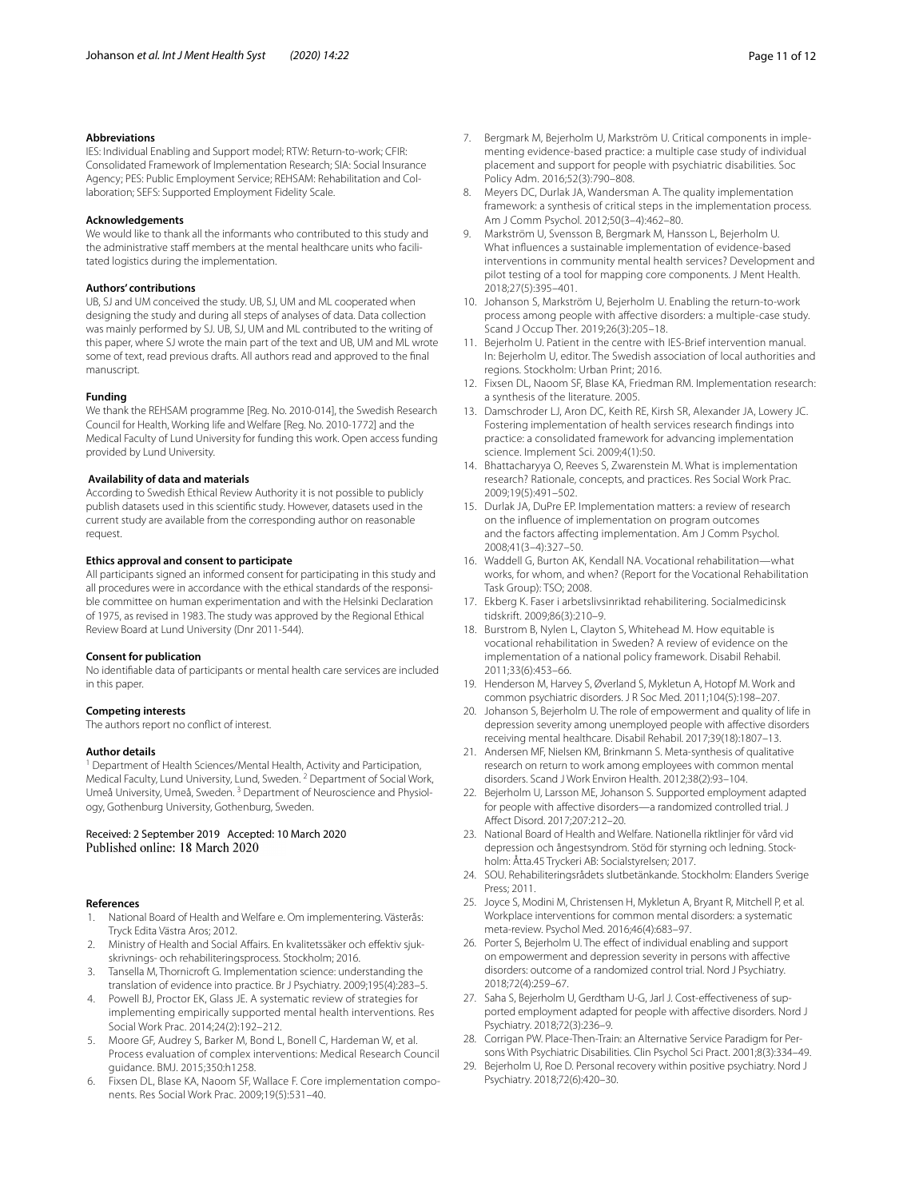### Abbreviations

IES: Individual Enabling and Support model; RTW: Return-to-work; CFIR: Consolidated Framework of Implementation Research; SIA: Social Insurance Agency; PES: Public Employment Service; REHSAM: Rehabilitation and Collaboration; SEFS: Supported Employment Fidelity Scale.

### Acknowledgements

We would like to thank all the informants who contributed to this study and the administrative staff members at the mental healthcare units who facilitated logistics during the implementation.

### Authors' contributions

UB, SJ and UM conceived the study. UB, SJ, UM and ML cooperated when designing the study and during all steps of analyses of data. Data collection was mainly performed by SJ. UB, SJ, UM and ML contributed to the writing of this paper, where SJ wrote the main part of the text and UB, UM and ML wrote some of text, read previous drafts. All authors read and approved to the final manuscript.

### Funding

We thank the REHSAM programme [Reg. No. 2010-014], the Swedish Research Council for Health, Working life and Welfare [Reg. No. 2010-1772] and the Medical Faculty of Lund University for funding this work. Open access funding provided by Lund University.

### Availability of data and materials

According to Swedish Ethical Review Authority it is not possible to publicly publish datasets used in this scientific study. However, datasets used in the current study are available from the corresponding author on reasonable request.

### Ethics approval and consent to participate

All participants signed an informed consent for participating in this study and all procedures were in accordance with the ethical standards of the responsible committee on human experimentation and with the Helsinki Declaration of 1975, as revised in 1983. The study was approved by the Regional Ethical Review Board at Lund University (Dnr 2011-544).

### Consent for publication

No identifiable data of participants or mental health care services are included in this paper.

### Competing interests

The authors report no conflict of interest.

### Author details

[1] Department of Health Sciences/Mental Health, Activity and Participation, Medical Faculty, Lund University, Lund, Sweden. [2] Department of Social Work, Umeå University, Umeå, Sweden. [3] Department of Neuroscience and Physiology, Gothenburg University, Gothenburg, Sweden.

Received: 2 September 2019 Accepted: 10 March 2020
Published online: 18 March 2020

### References

1. National Board of Health and Welfare e. Om implementering. Västerås: Tryck Edita Västra Aros; 2012.
2. Ministry of Health and Social Affairs. En kvalitetssäker och effektiv sjukskrivnings- och rehabiliteringsprocess. Stockholm; 2016.
3. Tansella M, Thornicroft G. Implementation science: understanding the translation of evidence into practice. Br J Psychiatry. 2009;195(4):283–5.
4. Powell BJ, Proctor EK, Glass JE. A systematic review of strategies for implementing empirically supported mental health interventions. Res Social Work Prac. 2014;24(2):192–212.
5. Moore GF, Audrey S, Barker M, Bond L, Bonell C, Hardeman W, et al. Process evaluation of complex interventions: Medical Research Council guidance. BMJ. 2015;350:h1258.
6. Fixsen DL, Blase KA, Naoom SF, Wallace F. Core implementation components. Res Social Work Prac. 2009;19(5):531–40.
7. Bergmark M, Bejerholm U, Markström U. Critical components in implementing evidence-based practice: a multiple case study of individual placement and support for people with psychiatric disabilities. Soc Policy Adm. 2016;52(3):790–808.
8. Meyers DC, Durlak JA, Wandersman A. The quality implementation framework: a synthesis of critical steps in the implementation process. Am J Comm Psychol. 2012;50(3–4):462–80.
9. Markström U, Svensson B, Bergmark M, Hansson L, Bejerholm U. What influences a sustainable implementation of evidence-based interventions in community mental health services? Development and pilot testing of a tool for mapping core components. J Ment Health. 2018;27(5):395–401.
10. Johanson S, Markström U, Bejerholm U. Enabling the return-to-work process among people with affective disorders: a multiple-case study. Scand J Occup Ther. 2019;26(3):205–18.
11. Bejerholm U. Patient in the centre with IES-Brief intervention manual. In: Bejerholm U, editor. The Swedish association of local authorities and regions. Stockholm: Urban Print; 2016.
12. Fixsen DL, Naoom SF, Blase KA, Friedman RM. Implementation research: a synthesis of the literature. 2005.
13. Damschroder LJ, Aron DC, Keith RE, Kirsh SR, Alexander JA, Lowery JC. Fostering implementation of health services research findings into practice: a consolidated framework for advancing implementation science. Implement Sci. 2009;4(1):50.
14. Bhattacharyya O, Reeves S, Zwarenstein M. What is implementation research? Rationale, concepts, and practices. Res Social Work Prac. 2009;19(5):491–502.
15. Durlak JA, DuPre EP. Implementation matters: a review of research on the influence of implementation on program outcomes and the factors affecting implementation. Am J Comm Psychol. 2008;41(3–4):327–50.
16. Waddell G, Burton AK, Kendall NA. Vocational rehabilitation—what works, for whom, and when? (Report for the Vocational Rehabilitation Task Group): TSO; 2008.
17. Ekberg K. Faser i arbetslivsinriktad rehabilitering. Socialmedicinsk tidskrift. 2009;86(3):210–9.
18. Burstrom B, Nylen L, Clayton S, Whitehead M. How equitable is vocational rehabilitation in Sweden? A review of evidence on the implementation of a national policy framework. Disabil Rehabil. 2011;33(6):453–66.
19. Henderson M, Harvey S, Øverland S, Mykletun A, Hotopf M. Work and common psychiatric disorders. J R Soc Med. 2011;104(5):198–207.
20. Johanson S, Bejerholm U. The role of empowerment and quality of life in depression severity among unemployed people with affective disorders receiving mental healthcare. Disabil Rehabil. 2017;39(18):1807–13.
21. Andersen MF, Nielsen KM, Brinkmann S. Meta-synthesis of qualitative research on return to work among employees with common mental disorders. Scand J Work Environ Health. 2012;38(2):93–104.
22. Bejerholm U, Larsson ME, Johanson S. Supported employment adapted for people with affective disorders—a randomized controlled trial. J Affect Disord. 2017;207:212–20.
23. National Board of Health and Welfare. Nationella riktlinjer för vård vid depression och ångestsyndrom. Stöd för styrning och ledning. Stockholm: Åtta.45 Tryckeri AB: Socialstyrelsen; 2017.
24. SOU. Rehabiliteringsrådets slutbetänkande. Stockholm: Elanders Sverige Press; 2011.
25. Joyce S, Modini M, Christensen H, Mykletun A, Bryant R, Mitchell P, et al. Workplace interventions for common mental disorders: a systematic meta-review. Psychol Med. 2016;46(4):683–97.
26. Porter S, Bejerholm U. The effect of individual enabling and support on empowerment and depression severity in persons with affective disorders: outcome of a randomized control trial. Nord J Psychiatry. 2018;72(4):259–67.
27. Saha S, Bejerholm U, Gerdtham U-G, Jarl J. Cost-effectiveness of supported employment adapted for people with affective disorders. Nord J Psychiatry. 2018;72(3):236–9.
28. Corrigan PW. Place-Then-Train: an Alternative Service Paradigm for Persons With Psychiatric Disabilities. Clin Psychol Sci Pract. 2001;8(3):334–49.
29. Bejerholm U, Roe D. Personal recovery within positive psychiatry. Nord J Psychiatry. 2018;72(6):420–30.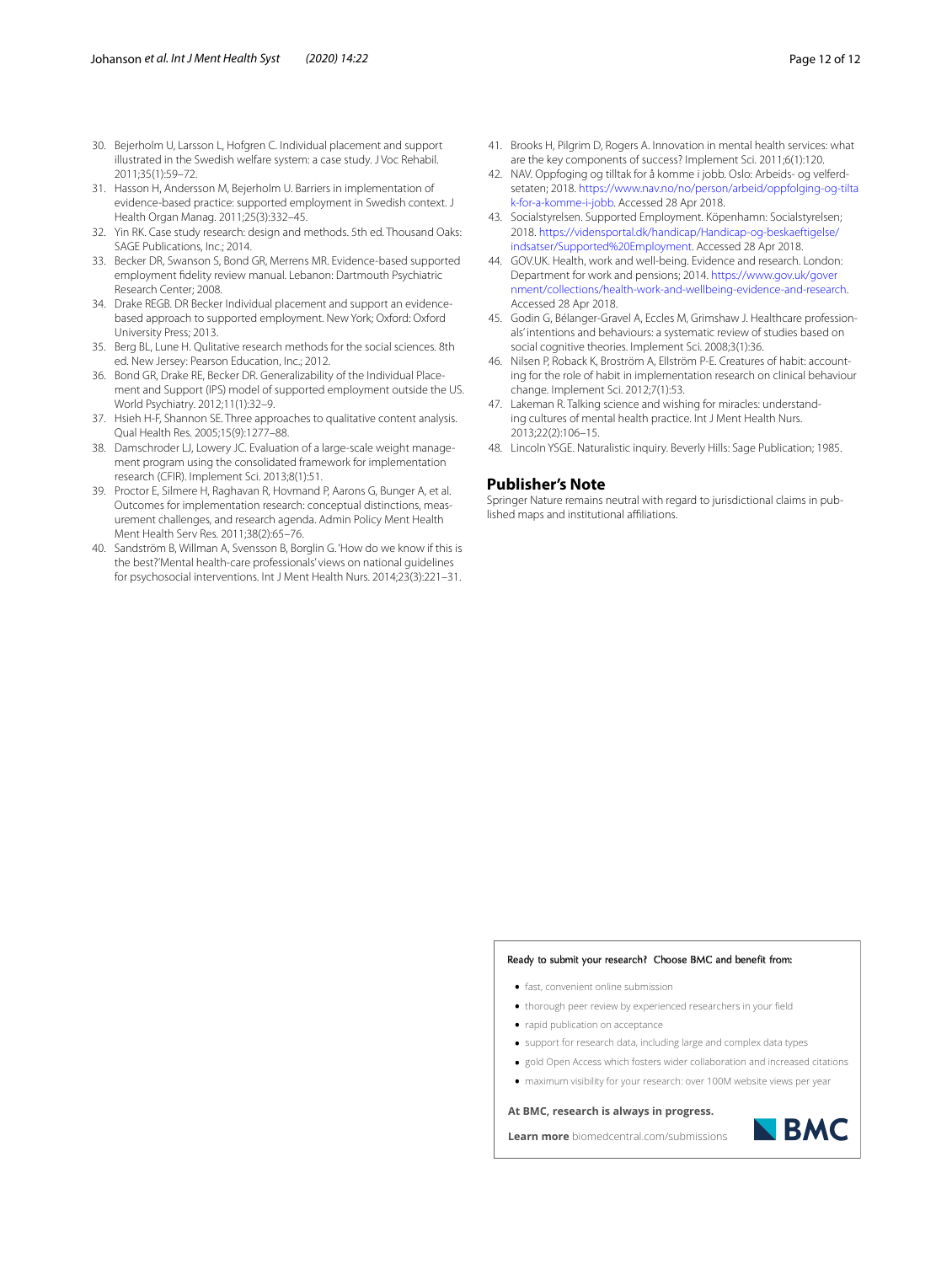30. Bejerholm U, Larsson L, Hofgren C. Individual placement and support illustrated in the Swedish welfare system: a case study. J Voc Rehabil. 2011;35(1):59–72.
31. Hasson H, Andersson M, Bejerholm U. Barriers in implementation of evidence-based practice: supported employment in Swedish context. J Health Organ Manag. 2011;25(3):332–45.
32. Yin RK. Case study research: design and methods. 5th ed. Thousand Oaks: SAGE Publications, Inc.; 2014.
33. Becker DR, Swanson S, Bond GR, Merrens MR. Evidence-based supported employment fidelity review manual. Lebanon: Dartmouth Psychiatric Research Center; 2008.
34. Drake REGB. DR Becker Individual placement and support an evidence-based approach to supported employment. New York; Oxford: Oxford University Press; 2013.
35. Berg BL, Lune H. Qulitative research methods for the social sciences. 8th ed. New Jersey: Pearson Education, Inc.; 2012.
36. Bond GR, Drake RE, Becker DR. Generalizability of the Individual Placement and Support (IPS) model of supported employment outside the US. World Psychiatry. 2012;11(1):32–9.
37. Hsieh H-F, Shannon SE. Three approaches to qualitative content analysis. Qual Health Res. 2005;15(9):1277–88.
38. Damschroder LJ, Lowery JC. Evaluation of a large-scale weight management program using the consolidated framework for implementation research (CFIR). Implement Sci. 2013;8(1):51.
39. Proctor E, Silmere H, Raghavan R, Hovmand P, Aarons G, Bunger A, et al. Outcomes for implementation research: conceptual distinctions, measurement challenges, and research agenda. Admin Policy Ment Health Ment Health Serv Res. 2011;38(2):65–76.
40. Sandström B, Willman A, Svensson B, Borglin G. 'How do we know if this is the best?'Mental health-care professionals' views on national guidelines for psychosocial interventions. Int J Ment Health Nurs. 2014;23(3):221–31.
41. Brooks H, Pilgrim D, Rogers A. Innovation in mental health services: what are the key components of success? Implement Sci. 2011;6(1):120.
42. NAV. Oppfoging og tilltak for å komme i jobb. Oslo: Arbeids- og velferdsetaten; 2018. https://www.nav.no/no/person/arbeid/oppfolging-og-tiltak-for-a-komme-i-jobb. Accessed 28 Apr 2018.
43. Socialstyrelsen. Supported Employment. Köpenhamn: Socialstyrelsen; 2018. https://vidensportal.dk/handicap/Handicap-og-beskaeftigelse/indsatser/Supported%20Employment. Accessed 28 Apr 2018.
44. GOV.UK. Health, work and well-being. Evidence and research. London: Department for work and pensions; 2014. https://www.gov.uk/government/collections/health-work-and-wellbeing-evidence-and-research. Accessed 28 Apr 2018.
45. Godin G, Bélanger-Gravel A, Eccles M, Grimshaw J. Healthcare professionals' intentions and behaviours: a systematic review of studies based on social cognitive theories. Implement Sci. 2008;3(1):36.
46. Nilsen P, Roback K, Broström A, Ellström P-E. Creatures of habit: accounting for the role of habit in implementation research on clinical behaviour change. Implement Sci. 2012;7(1):53.
47. Lakeman R. Talking science and wishing for miracles: understanding cultures of mental health practice. Int J Ment Health Nurs. 2013;22(2):106–15.
48. Lincoln YSGE. Naturalistic inquiry. Beverly Hills: Sage Publication; 1985.

## Publisher's Note

Springer Nature remains neutral with regard to jurisdictional claims in published maps and institutional affiliations.

Ready to submit your research? Choose BMC and benefit from:

- fast, convenient online submission
- thorough peer review by experienced researchers in your field
- rapid publication on acceptance
- support for research data, including large and complex data types
- gold Open Access which fosters wider collaboration and increased citations
- maximum visibility for your research: over 100M website views per year

**At BMC, research is always in progress.**

**Learn more** biomedcentral.com/submissions

BMC